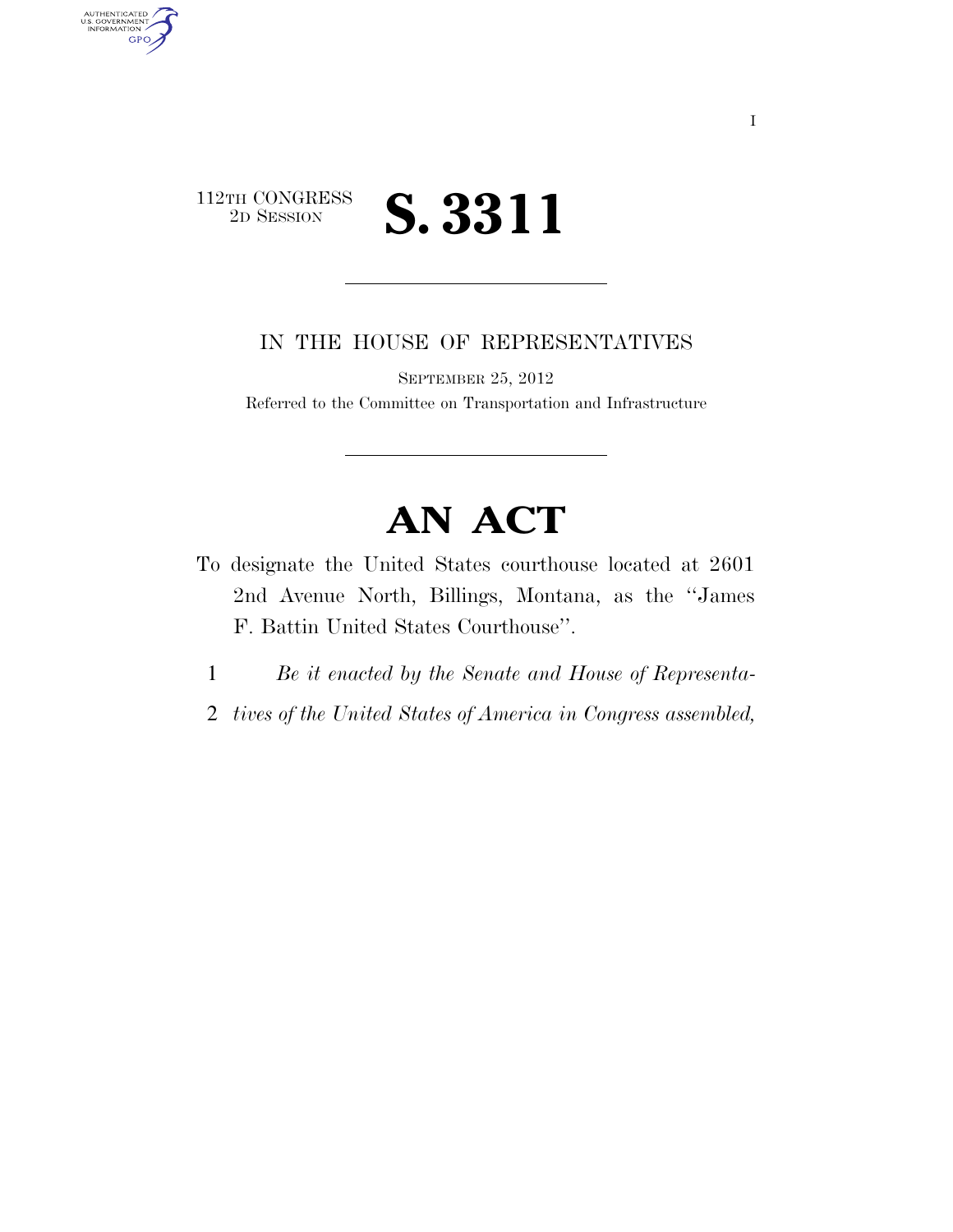112TH CONGRESS
2D SESSION

# S. 3311

IN THE HOUSE OF REPRESENTATIVES

SEPTEMBER 25, 2012

Referred to the Committee on Transportation and Infrastructure

# AN ACT

To designate the United States courthouse located at 2601 2nd Avenue North, Billings, Montana, as the "James F. Battin United States Courthouse".

1 *Be it enacted by the Senate and House of Representa-*
2 *tives of the United States of America in Congress assembled,*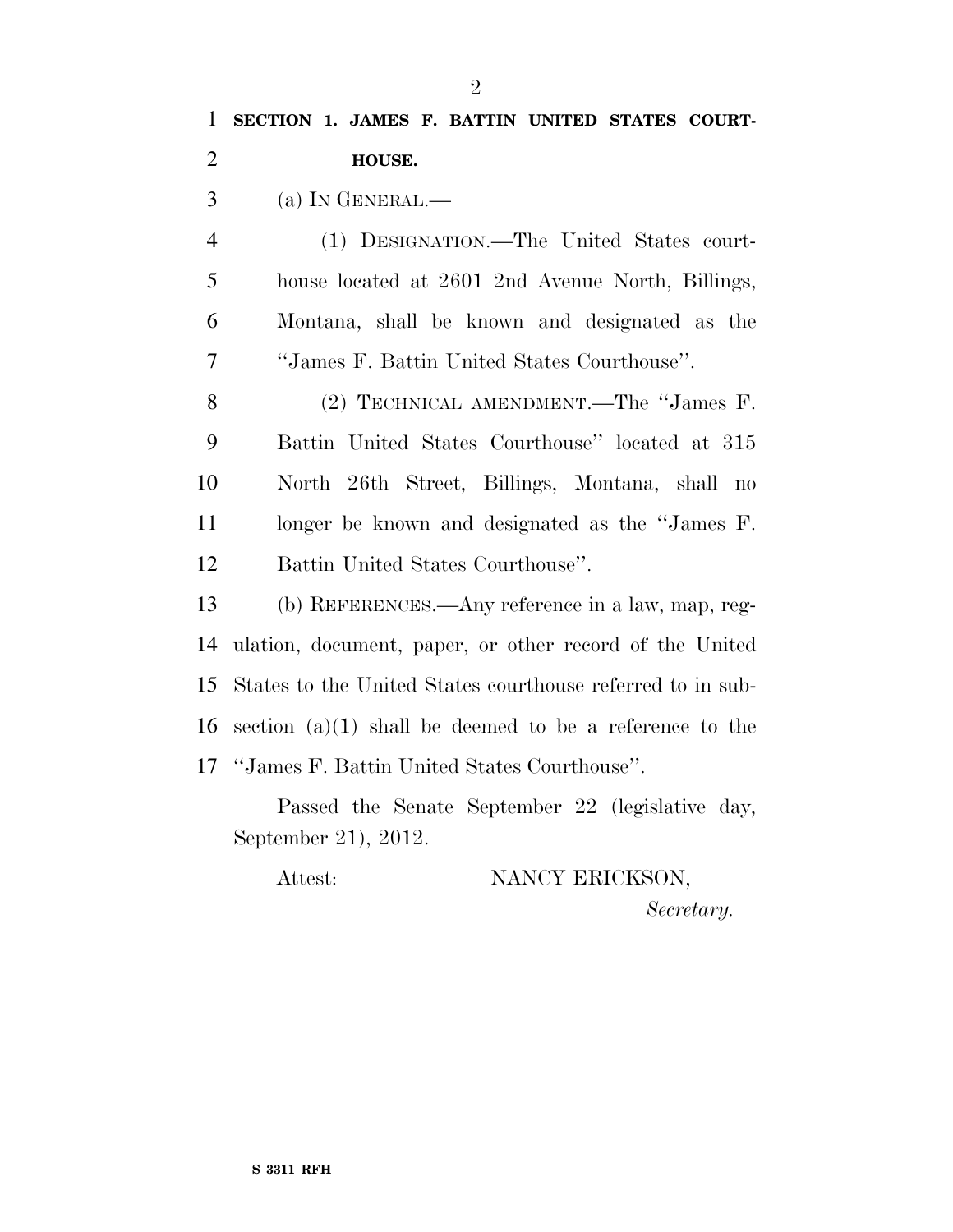**SECTION 1. JAMES F. BATTIN UNITED STATES COURTHOUSE.**

(a) IN GENERAL.—

(1) DESIGNATION.—The United States courthouse located at 2601 2nd Avenue North, Billings, Montana, shall be known and designated as the ''James F. Battin United States Courthouse''.

(2) TECHNICAL AMENDMENT.—The ''James F. Battin United States Courthouse'' located at 315 North 26th Street, Billings, Montana, shall no longer be known and designated as the ''James F. Battin United States Courthouse''.

(b) REFERENCES.—Any reference in a law, map, regulation, document, paper, or other record of the United States to the United States courthouse referred to in subsection (a)(1) shall be deemed to be a reference to the ''James F. Battin United States Courthouse''.

Passed the Senate September 22 (legislative day, September 21), 2012.

Attest: NANCY ERICKSON,

*Secretary.*

S 3311 RFH